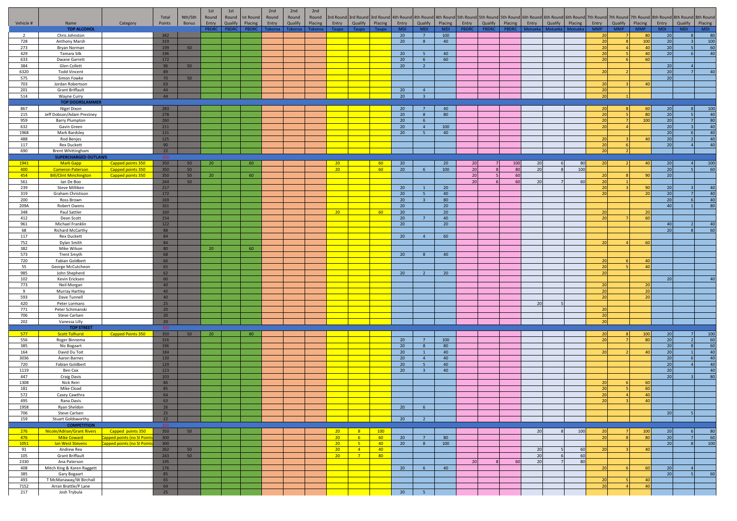| Vehicle # | Name | Category | Total Points | Nth/Sth Bonus | 1st Round Entry | 1st Round Qualify | Ist Round Placing | 2nd Round Entry | 2nd Round Qualify | 2nd Round Placing | 3rd Round Entry | 3rd Round Qualify | 3rd Round Placing | 4th Round Entry | 4th Round Qualify | 4th Round Placing | 5th Round Entry | 5th Round Qualify | 5th Round Placing | 6th Round Entry | 6th Round Qualify | 6th Round Placing | 7th Round Entry | 7th Round Qualify | 7th Round Placing | 8th Round Entry | 8th Round Qualify | 8th Round Placing |
|---|---|---|---|---|---|---|---|---|---|---|---|---|---|---|---|---|---|---|---|---|---|---|---|---|---|---|---|---|
| | | | | | PBDRC | PBDRC | PBDRC | Tokoroa | Tokoroa | Tokoroa | Taupo | Taupo | Taupo | MDI | MDI | MDI | PBDRC | PBDRC | PBDRC | Motueka | Motueka | Motueka | MMP | MMP | MMP | MDI | MDI | MDI |
| | **TOP ALCOHOL** | | | | | | | | | | | | | | | | | | | | | | | | | | | |
| 2 | Chris Johnston | | 342 | | | | | | | | | | | 20 | 7 | 100 | | | | | | | 20 | 7 | 80 | 20 | 8 | 80 |
| 728 | Anthony Marsh | | 319 | | | | | | | | | | | 20 | 8 | 40 | | | | | | | 20 | 8 | 100 | 20 | 3 | 100 |
| 273 | Bryan Norman | | 199 | 50 | | | | | | | | | | | | | | | | | | | 20 | 4 | 40 | 20 | 5 | 60 |
| 429 | Tamara Silk | | 196 | | | | | | | | | | | 20 | 5 | 40 | | | | | | | 20 | 5 | 40 | 20 | 6 | 40 |
| 633 | Dwane Garrett | | 172 | | | | | | | | | | | 20 | 6 | 60 | | | | | | | 20 | 6 | 60 | | | |
| 384 | Glen Collett | | 96 | 50 | | | | | | | | | | 20 | 2 | | | | | | | | | | | 20 | 4 | |
| 6320 | Todd Vincent | | 89 | | | | | | | | | | | | | | | | | | | | 20 | 2 | | 20 | 7 | 40 |
| 575 | Simon Fowke | | 70 | 50 | | | | | | | | | | | | | | | | | | | | | | 20 | | |
| 703 | Jordan Robertson | | 63 | | | | | | | | | | | | | | | | | | | | 20 | 3 | 40 | | | |
| 201 | Grant Briffault | | 44 | | | | | | | | | | | 20 | 4 | | | | | | | | 20 | | | | | |
| 514 | Wayne Curry | | 44 | | | | | | | | | | | 20 | 3 | | | | | | | | 20 | 1 | | | | |
| | **TOP DOORSLAMMER** | | | | | | | | | | | | | | | | | | | | | | | | | | | |
| 867 | Nigel Dixon | | 283 | | | | | | | | | | | 20 | 7 | 40 | | | | | | | 20 | 8 | 60 | 20 | 8 | 100 |
| 215 | Jeff Dobson/Adam Prestney | | 278 | | | | | | | | | | | 20 | 8 | 80 | | | | | | | 20 | 5 | 80 | 20 | 5 | 40 |
| 959 | Barry Plumpton | | 260 | | | | | | | | | | | 20 | 6 | | | | | | | | 20 | 7 | 100 | 20 | 7 | 80 |
| 632 | Gavin Green | | 211 | | | | | | | | | | | 20 | 4 | 100 | | | | | | | 20 | 4 | | 20 | 3 | 40 |
| 1968 | Mark Bardsley | | 131 | | | | | | | | | | | 20 | 5 | 40 | | | | | | | | | | 20 | 6 | 40 |
| 488 | Rod Benjes | | 125 | | | | | | | | | | | | | | | | | | | | 20 | 3 | 40 | 20 | 2 | 40 |
| 117 | Rex Duckett | | 90 | | | | | | | | | | | | | | | | | | | | 20 | 6 | | 20 | 4 | 40 |
| 690 | Brent Whittingham | | 22 | | | | | | | | | | | | | | | | | | | | 20 | 2 | | | | |
| | **SUPERCHARGED OUTLAWS** | | 350 | | | | | | | | | | | | | | | | | | | | | | | | | |
| 1941 | Mark Gapp | Capped points 350 | 350 | 50 | 20 | | 60 | | | | 20 | | 60 | 20 | | 20 | 20 | 7 | 100 | 20 | 6 | 80 | 20 | 2 | 40 | 20 | 4 | 100 |
| 400 | Cameron Paterson | Capped points 350 | 350 | 50 | | | | | | | 20 | | 60 | 20 | 6 | 100 | 20 | 8 | 80 | 20 | 8 | 100 | | | | 20 | 5 | 60 |
| 454 | Bill/Clint Minchington | Capped points 350 | 350 | 50 | 20 | | 60 | | | | | | | | | | 20 | 5 | 60 | | | | 20 | 8 | 90 | 20 | | |
| 561 | Ian De Boo | | 244 | 50 | | | | | | | | | | | | | 20 | 6 | 60 | 20 | 7 | 60 | 20 | 1 | | | | |
| 239 | Steve Milliken | | 217 | | | | | | | | | | | 20 | 1 | 20 | | | | | | | 20 | 3 | 90 | 20 | 3 | 40 |
| 319 | Graham Christison | | 172 | | | | | | | | | | | 20 | 5 | 40 | | | | | | | 20 | | 20 | 20 | 7 | 40 |
| 200 | Ross Brown | | 169 | | | | | | | | | | | 20 | 3 | 80 | | | | | | | | | | 20 | 6 | 40 |
| 209A | Robert Owens | | 161 | | | | | | | | | | | 20 | | 20 | | | | | | | | | | 40 | 1 | 80 |
| 348 | Paul Sattler | | 160 | | | | | | | | 20 | | 60 | 20 | | 20 | | | | | | | 20 | | 20 | | | |
| 412 | Dean Scott | | 154 | | | | | | | | | | | 20 | 7 | 40 | | | | | | | 20 | 7 | 60 | | | |
| 961 | Michael Franklin | | 122 | | | | | | | | | | | 20 | | 20 | | | | | | | | | | 40 | 2 | 40 |
| 68 | Richard McCarthy | | 88 | | | | | | | | | | | | | | | | | | | | | | | 20 | 8 | 60 |
| 117 | Rex Duckett | | 84 | | | | | | | | | | | 20 | 4 | 60 | | | | | | | | | | | | |
| 752 | Dylan Smith | | 84 | | | | | | | | | | | | | | | | | | | | 20 | 4 | 60 | | | |
| 382 | Mike Wilson | | 80 | | 20 | | 60 | | | | | | | | | | | | | | | | | | | | | |
| 573 | Trent Smyth | | 68 | | | | | | | | | | | 20 | 8 | 40 | | | | | | | | | | | | |
| 720 | Fabian Goldbert | | 66 | | | | | | | | | | | | | | | | | | | | 20 | 6 | 40 | | | |
| 55 | George McCutcheon | | 65 | | | | | | | | | | | | | | | | | | | | 20 | 5 | 40 | | | |
| 985 | John Shepherd | | 62 | | | | | | | | | | | 20 | 2 | 20 | | | | | | | 20 | | | | | |
| 102 | Kevin Ericksen | | 60 | | | | | | | | | | | | | | | | | | | | | | | 20 | | 40 |
| 773 | Neil Morgan | | 40 | | | | | | | | | | | | | | | | | | | | 20 | | 20 | | | |
| 9 | Murray Hartley | | 40 | | | | | | | | | | | | | | | | | | | | 20 | | 20 | | | |
| 593 | Dave Tunnell | | 40 | | | | | | | | | | | | | | | | | | | | 20 | | 20 | | | |
| 420 | Peter Lormans | | 25 | | | | | | | | | | | | | | | | | 20 | 5 | | | | | | | |
| 771 | Peter Schimanski | | 20 | | | | | | | | | | | | | | | | | | | | 20 | | | | | |
| 706 | Steve Carlsen | | 20 | | | | | | | | | | | | | | | | | | | | 20 | | | | | |
| 202 | Vanessa Lilly | | 20 | | | | | | | | | | | | | | | | | | | | 20 | | | | | |
| | **TOP STREET** | | 350 | | | | | | | | | | | | | | | | | | | | | | | | | |
| 577 | Scott Tolhurst | Capped Points 350 | 350 | 50 | 20 | | 80 | | | | | | | | | | | | | | | | 20 | 8 | 100 | 20 | 7 | 100 |
| 556 | Roger Binnema | | 316 | | | | | | | | | | | 20 | 7 | 100 | | | | | | | 20 | 7 | 80 | 20 | 2 | 60 |
| 385 | Nic Bogaart | | 196 | | | | | | | | | | | 20 | 8 | 80 | | | | | | | | | | 20 | 8 | 60 |
| 164 | David Du Toit | | 184 | | | | | | | | | | | 20 | 1 | 40 | | | | | | | 20 | 2 | 40 | 20 | 1 | 40 |
| 3036 | Aaron Barnes | | 130 | | | | | | | | | | | 20 | 4 | 40 | | | | | | | | | | 20 | 6 | 40 |
| 720 | Fabian Goldbert | | 129 | | | | | | | | | | | 20 | 5 | 40 | | | | | | | | | | 20 | 4 | 40 |
| 1119 | Ben Cox | | 123 | | | | | | | | | | | 20 | 3 | 40 | | | | | | | | | | 20 | | 40 |
| 447 | Craig Davis | | 103 | | | | | | | | | | | | | | | | | | | | | | | 20 | 3 | 80 |
| 1308 | Nick Reiri | | 86 | | | | | | | | | | | | | | | | | | | | 20 | 6 | 60 | | | |
| 181 | Mike Cload | | 85 | | | | | | | | | | | | | | | | | | | | 20 | 5 | 60 | | | |
| 572 | Casey Cawthra | | 64 | | | | | | | | | | | | | | | | | | | | 20 | 4 | 40 | | | |
| 495 | Rana Davis | | 63 | | | | | | | | | | | | | | | | | | | | 20 | 3 | 40 | | | |
| 1958 | Ryan Sheldon | | 26 | | | | | | | | | | | 20 | 6 | | | | | | | | | | | | | |
| 706 | Steve Carlsen | | 25 | | | | | | | | | | | | | | | | | | | | | | | 20 | 5 | |
| 159 | Stuart Goldsworthy | | 22 | | | | | | | | | | | 20 | 2 | | | | | | | | | | | | | |
| | **COMPETITION** | | 350 | | | | | | | | | | | | | | | | | | | | | | | | | |
| 276 | Nicole/Adrian/Grant Rivers | Capped points 350 | 350 | 50 | | | | | | | 20 | 8 | 100 | | | | | | | 20 | 8 | 100 | 20 | 7 | 100 | 20 | 6 | 80 |
| 476 | Mike Coward | Capped points (no SI Points) | 300 | | | | | | | | 20 | 6 | 60 | 20 | 7 | 80 | | | | | | | 20 | 8 | 80 | 20 | 7 | 60 |
| 1051 | Ian West Stevens | Capped points (no SI Points) | 300 | | | | | | | | 20 | 5 | 40 | 20 | 8 | 100 | | | | | | | | | | 20 | 8 | 100 |
| 91 | Andrew Rea | | 262 | 50 | | | | | | | 20 | 4 | 40 | | | | | | | 20 | 5 | 60 | 20 | 3 | 40 | | | |
| 105 | Grant Briffault | | 243 | 50 | | | | | | | 20 | 7 | 80 | | | | | | | 20 | 6 | 60 | | | | | | |
| 2330 | Ana Paterson | | 195 | | | | | | | | | | | | | | 20 | 8 | 60 | 20 | 7 | 80 | | | | | | |
| 408 | Mitch King & Karen Raggett | | 176 | | | | | | | | | | | 20 | 6 | 40 | | | | | | | 20 | 6 | 60 | 20 | 4 | |
| 385 | Gary Bogaart | | 85 | | | | | | | | | | | | | | | | | | | | | | | 20 | 5 | 60 |
| 493 | T McManaway/W Birchall | | 65 | | | | | | | | | | | | | | | | | | | | 20 | 5 | 40 | | | |
| 7152 | Arran Brattle/P Lane | | 64 | | | | | | | | | | | | | | | | | | | | 20 | 4 | 40 | | | |
| 217 | Josh Trybula | | 25 | | | | | | | | | | | 20 | 5 | | | | | | | | | | | | | |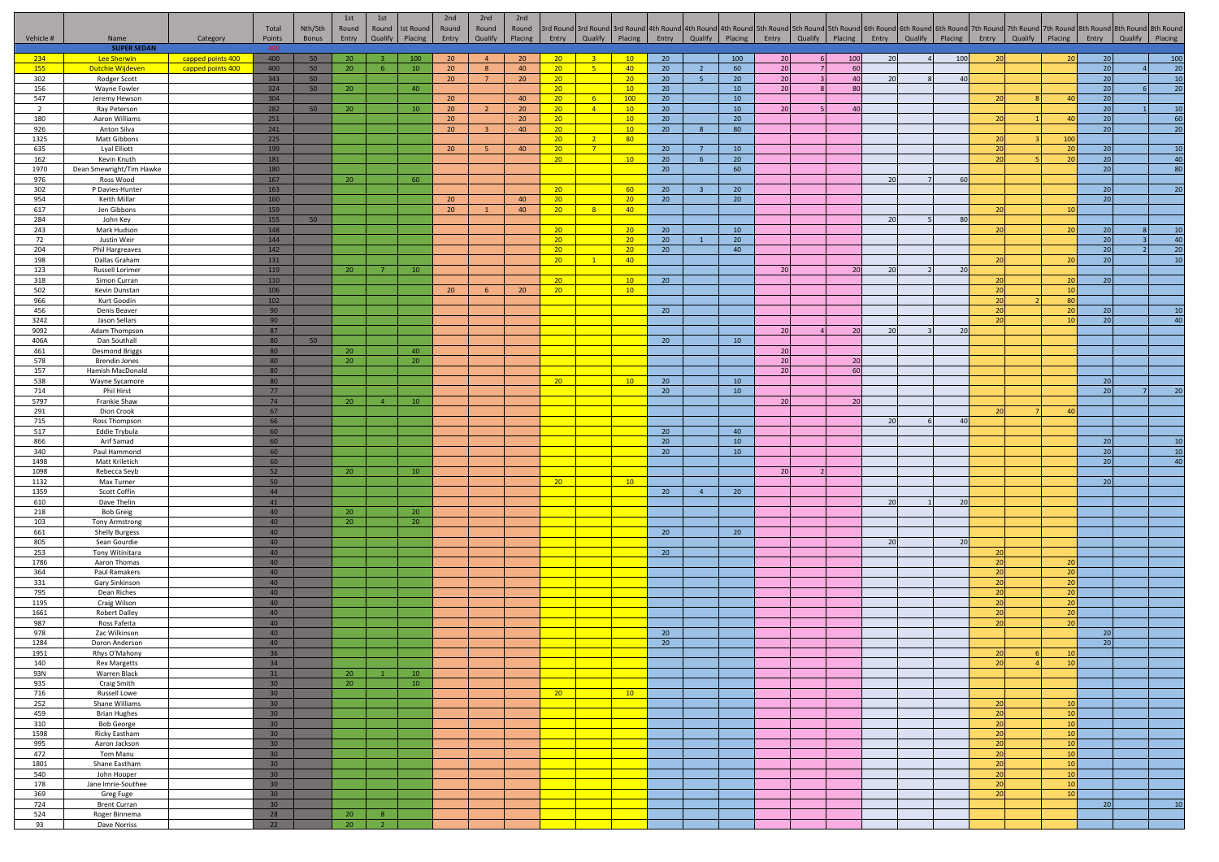| Vehicle # | Name | Category | Total Points | Nth/Sth Bonus | 1st Round Entry | 1st Round Qualify | Ist Round Placing | 2nd Round Entry | 2nd Round Qualify | 2nd Round Placing | 3rd Round Entry | 3rd Round Qualify | 3rd Round Placing | 4th Round Entry | 4th Round Qualify | 4th Round Placing | 5th Round Entry | 5th Round Qualify | 5th Round Placing | 6th Round Entry | 6th Round Qualify | 6th Round Placing | 7th Round Entry | 7th Round Qualify | 7th Round Placing | 8th Round Entry | 8th Round Qualify | 8th Round Placing |
|---|---|---|---|---|---|---|---|---|---|---|---|---|---|---|---|---|---|---|---|---|---|---|---|---|---|---|---|---|
| | SUPER SEDAN | | 400 | | | | | | | | | | | | | | | | | | | | | | | | | |
| 234 | Lee Sherwin | capped points 400 | 400 | 50 | 20 | 3 | 100 | 20 | 4 | 20 | 20 | 3 | 10 | 20 | | 100 | 20 | 6 | 100 | 20 | 4 | 100 | 20 | | 20 | 20 | | 100 |
| 155 | Dutchie Wijdeven | capped points 400 | 400 | 50 | 20 | 6 | 10 | 20 | 8 | 40 | 20 | 5 | 40 | 20 | 2 | 60 | 20 | 7 | 60 | | | | | | | 20 | 4 | 20 |
| 302 | Rodger Scott | | 343 | 50 | | | | 20 | 7 | 20 | 20 | | 20 | 20 | 5 | 20 | 20 | 3 | 40 | 20 | 8 | 40 | | | | 20 | | 10 |
| 156 | Wayne Fowler | | 324 | 50 | 20 | | 40 | | | | 20 | | 10 | 20 | | 10 | 20 | 8 | 80 | | | | | | | 20 | 6 | 20 |
| 547 | Jeremy Hewson | | 304 | | | | | 20 | | 40 | 20 | 6 | 100 | 20 | | 10 | | | | | | | 20 | 8 | 40 | 20 | | |
| 2 | Ray Peterson | | 282 | 50 | 20 | | 10 | 20 | 2 | 20 | 20 | 4 | 10 | 20 | | 10 | 20 | 5 | 40 | | | | | | | 20 | 1 | 10 |
| 180 | Aaron Williams | | 251 | | | | | 20 | | 20 | 20 | | 10 | 20 | | 20 | | | | | | | 20 | 1 | 40 | 20 | | 60 |
| 926 | Anton Silva | | 241 | | | | | 20 | 3 | 40 | 20 | | 10 | 20 | 8 | 80 | | | | | | | | | | 20 | | 20 |
| 1325 | Matt Gibbons | | 225 | | | | | | | | 20 | 2 | 80 | | | | | | | | | | 20 | 3 | 100 | | | |
| 635 | Lyal Elliott | | 199 | | | | | 20 | 5 | 40 | 20 | 7 | | 20 | 7 | 10 | | | | | | | 20 | | 20 | 20 | | 10 |
| 162 | Kevin Knuth | | 181 | | | | | | | | 20 | | 10 | 20 | 6 | 20 | | | | | | | 20 | 5 | 20 | 20 | | 40 |
| 1970 | Dean Smewright/Tim Hawke | | 180 | | | | | | | | | | | 20 | | 60 | | | | | | | | | | 20 | | 80 |
| 976 | Ross Wood | | 167 | | 20 | | 60 | | | | | | | | | | | | | 20 | 7 | 60 | | | | | | |
| 302 | P Davies-Hunter | | 163 | | | | | | | | 20 | | 60 | 20 | 3 | 20 | | | | | | | | | | 20 | | 20 |
| 954 | Keith Millar | | 160 | | | | | 20 | | 40 | 20 | | 20 | 20 | | 20 | | | | | | | | | | 20 | | |
| 617 | Jen Gibbons | | 159 | | | | | 20 | 1 | 40 | 20 | 8 | 40 | | | | | | | | | | 20 | | 10 | | | |
| 284 | John Key | | 155 | 50 | | | | | | | | | | | | | | | | 20 | 5 | 80 | | | | | | |
| 243 | Mark Hudson | | 148 | | | | | | | | 20 | | 20 | 20 | | 10 | | | | | | | 20 | | 20 | 20 | 8 | 10 |
| 72 | Justin Weir | | 144 | | | | | | | | 20 | | 20 | 20 | 1 | 20 | | | | | | | | | | 20 | 3 | 40 |
| 204 | Phil Hargreaves | | 142 | | | | | | | | 20 | | 20 | 20 | | 40 | | | | | | | | | | 20 | 2 | 20 |
| 198 | Dallas Graham | | 131 | | | | | | | | 20 | 1 | 40 | | | | | | | | | | 20 | | 20 | 20 | | 10 |
| 123 | Russell Lorimer | | 119 | | 20 | 7 | 10 | | | | | | | | | | 20 | | 20 | 20 | 2 | 20 | | | | | | |
| 318 | Simon Curran | | 110 | | | | | | | | 20 | | 10 | 20 | | | | | | | | | 20 | | 20 | 20 | | |
| 502 | Kevin Dunstan | | 106 | | | | | 20 | 6 | 20 | 20 | | 10 | | | | | | | | | | 20 | | 10 | | | |
| 966 | Kurt Goodin | | 102 | | | | | | | | | | | | | | | | | | | | 20 | 2 | 80 | | | |
| 456 | Denis Beaver | | 90 | | | | | | | | | | | 20 | | | | | | | | | 20 | | 20 | 20 | | 10 |
| 3242 | Jason Sellars | | 90 | | | | | | | | | | | | | | | | | | | | 20 | | 10 | 20 | | 40 |
| 9092 | Adam Thompson | | 87 | | | | | | | | | | | | | | 20 | 4 | 20 | 20 | 3 | 20 | | | | | | |
| 406A | Dan Southall | | 80 | 50 | | | | | | | | | | 20 | | 10 | | | | | | | | | | | | |
| 461 | Desmond Briggs | | 80 | | 20 | | 40 | | | | | | | | | | 20 | | | | | | | | | | | |
| 578 | Brendin Jones | | 80 | | 20 | | 20 | | | | | | | | | | 20 | | 20 | | | | | | | | | |
| 157 | Hamish MacDonald | | 80 | | | | | | | | | | | | | | 20 | | 60 | | | | | | | | | |
| 538 | Wayne Sycamore | | 80 | | | | | | | | 20 | | 10 | 20 | | 10 | | | | | | | | | | 20 | | |
| 714 | Phil Hirst | | 77 | | | | | | | | | | | 20 | | 10 | | | | | | | | | | 20 | 7 | 20 |
| 5797 | Frankie Shaw | | 74 | | 20 | 4 | 10 | | | | | | | | | | 20 | | 20 | | | | | | | | | |
| 291 | Dion Crook | | 67 | | | | | | | | | | | | | | | | | | | | 20 | 7 | 40 | | | |
| 715 | Ross Thompson | | 66 | | | | | | | | | | | | | | | | | 20 | 6 | 40 | | | | | | |
| 517 | Eddie Trybula | | 60 | | | | | | | | | | | 20 | | 40 | | | | | | | | | | | | |
| 866 | Arif Samad | | 60 | | | | | | | | | | | 20 | | 10 | | | | | | | | | | 20 | | 10 |
| 340 | Paul Hammond | | 60 | | | | | | | | | | | 20 | | 10 | | | | | | | | | | 20 | | 10 |
| 1498 | Matt Kriletich | | 60 | | | | | | | | | | | | | | | | | | | | | | | 20 | | 40 |
| 1098 | Rebecca Seyb | | 52 | | 20 | | 10 | | | | | | | | | | 20 | 2 | | | | | | | | | | |
| 1132 | Max Turner | | 50 | | | | | | | | 20 | | 10 | | | | | | | | | | | | | 20 | | |
| 1359 | Scott Coffin | | 44 | | | | | | | | | | | 20 | 4 | 20 | | | | | | | | | | | | |
| 610 | Dave Thelin | | 41 | | | | | | | | | | | | | | | | | 20 | 1 | 20 | | | | | | |
| 218 | Bob Greig | | 40 | | 20 | | 20 | | | | | | | | | | | | | | | | | | | | | |
| 103 | Tony Armstrong | | 40 | | 20 | | 20 | | | | | | | | | | | | | | | | | | | | | |
| 661 | Shelly Burgess | | 40 | | | | | | | | | | | 20 | | 20 | | | | | | | | | | | | |
| 805 | Sean Gourdie | | 40 | | | | | | | | | | | | | | | | | 20 | | 20 | | | | | | |
| 253 | Tony Witinitara | | 40 | | | | | | | | | | | 20 | | | | | | | | | 20 | | | | | |
| 1786 | Aaron Thomas | | 40 | | | | | | | | | | | | | | | | | | | | 20 | | 20 | | | |
| 364 | Paul Ramakers | | 40 | | | | | | | | | | | | | | | | | | | | 20 | | 20 | | | |
| 331 | Gary Sinkinson | | 40 | | | | | | | | | | | | | | | | | | | | 20 | | 20 | | | |
| 795 | Dean Riches | | 40 | | | | | | | | | | | | | | | | | | | | 20 | | 20 | | | |
| 1195 | Craig Wilson | | 40 | | | | | | | | | | | | | | | | | | | | 20 | | 20 | | | |
| 1661 | Robert Dalley | | 40 | | | | | | | | | | | | | | | | | | | | 20 | | 20 | | | |
| 987 | Ross Fafeita | | 40 | | | | | | | | | | | | | | | | | | | | 20 | | 20 | | | |
| 978 | Zac Wilkinson | | 40 | | | | | | | | | | | 20 | | | | | | | | | | | | 20 | | |
| 1284 | Doron Anderson | | 40 | | | | | | | | | | | 20 | | | | | | | | | | | | 20 | | |
| 1951 | Rhys O'Mahony | | 36 | | | | | | | | | | | | | | | | | | | | 20 | 6 | 10 | | | |
| 140 | Rex Margetts | | 34 | | | | | | | | | | | | | | | | | | | | 20 | 4 | 10 | | | |
| 93N | Warren Black | | 31 | | 20 | 1 | 10 | | | | | | | | | | | | | | | | | | | | | |
| 935 | Craig Smith | | 30 | | 20 | | 10 | | | | | | | | | | | | | | | | | | | | | |
| 716 | Russell Lowe | | 30 | | | | | | | | 20 | | 10 | | | | | | | | | | | | | | | |
| 252 | Shane Williams | | 30 | | | | | | | | | | | | | | | | | | | | 20 | | 10 | | | |
| 459 | Brian Hughes | | 30 | | | | | | | | | | | | | | | | | | | | 20 | | 10 | | | |
| 310 | Bob George | | 30 | | | | | | | | | | | | | | | | | | | | 20 | | 10 | | | |
| 1598 | Ricky Eastham | | 30 | | | | | | | | | | | | | | | | | | | | 20 | | 10 | | | |
| 995 | Aaron Jackson | | 30 | | | | | | | | | | | | | | | | | | | | 20 | | 10 | | | |
| 472 | Tom Manu | | 30 | | | | | | | | | | | | | | | | | | | | 20 | | 10 | | | |
| 1801 | Shane Eastham | | 30 | | | | | | | | | | | | | | | | | | | | 20 | | 10 | | | |
| 540 | John Hooper | | 30 | | | | | | | | | | | | | | | | | | | | 20 | | 10 | | | |
| 178 | Jane Imrie-Southee | | 30 | | | | | | | | | | | | | | | | | | | | 20 | | 10 | | | |
| 369 | Greg Fuge | | 30 | | | | | | | | | | | | | | | | | | | | 20 | | 10 | | | |
| 724 | Brent Curran | | 30 | | | | | | | | | | | | | | | | | | | | | | | 20 | | 10 |
| 524 | Roger Binnema | | 28 | | 20 | 8 | | | | | | | | | | | | | | | | | | | | | | |
| 93 | Dave Norriss | | 22 | | 20 | 2 | | | | | | | | | | | | | | | | | | | | | | |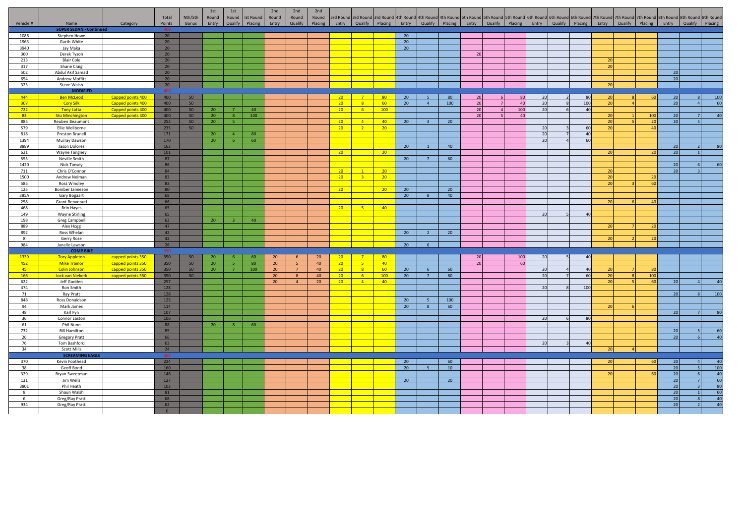| Vehicle # | Name | Category | Total Points | Nth/Sth Bonus | 1st Round Entry | 1st Round Qualify | 1st Round Placing | 2nd Round Entry | 2nd Round Qualify | 2nd Round Placing | 3rd Round Entry | 3rd Round Qualify | 3rd Round Placing | 4th Round Entry | 4th Round Qualify | 4th Round Placing | 5th Round Entry | 5th Round Qualify | 5th Round Placing | 6th Round Entry | 6th Round Qualify | 6th Round Placing | 7th Round Entry | 7th Round Qualify | 7th Round Placing | 8th Round Entry | 8th Round Qualify | 8th Round Placing |
|---|---|---|---|---|---|---|---|---|---|---|---|---|---|---|---|---|---|---|---|---|---|---|---|---|---|---|---|---|
| | **SUPER SEDAN - Continued** | | 400 | | | | | | | | | | | | | | | | | | | | | | | | | |
| 1086 | Stephen Howe | | 20 | | | | | | | | | | | 20 | | | | | | | | | | | | | | |
| 1963 | Garth White | | 20 | | | | | | | | | | | 20 | | | | | | | | | | | | | | |
| 3940 | Jay Maka | | 20 | | | | | | | | | | | 20 | | | | | | | | | | | | | | |
| 360 | Derek Tyson | | 20 | | | | | | | | | | | | | | 20 | | | | | | | | | | | |
| 213 | Blair Cole | | 20 | | | | | | | | | | | | | | | | | | | | 20 | | | | | |
| 317 | Shane Craig | | 20 | | | | | | | | | | | | | | | | | | | | 20 | | | | | |
| 502 | Abdul Akif Samad | | 20 | | | | | | | | | | | | | | | | | | | | | | | 20 | | |
| 654 | Andrew Moffitt | | 20 | | | | | | | | | | | | | | | | | | | | | | | 20 | | |
| 323 | Steve Walsh | | 20 | | | | | | | | | | | | | | | | | | | | 20 | | | | | |
| | **MODIFIED** | | 400 | | | | | | | | | | | | | | | | | | | | | | | | | |
| 444 | Ben McLeod | Capped points 400 | 400 | 50 | | | | | | | 20 | 7 | 80 | 20 | 5 | 80 | 20 | 6 | 80 | 20 | 2 | 80 | 20 | 8 | 60 | 20 | 8 | 100 |
| 307 | Cory Silk | Capped points 400 | 400 | 50 | | | | | | | 20 | 8 | 60 | 20 | 4 | 100 | 20 | 7 | 40 | 20 | 8 | 100 | 20 | 4 | | 20 | 4 | 60 |
| 722 | Tony Latta | Capped points 400 | 400 | 50 | 20 | 7 | 40 | | | | 20 | 6 | 100 | | | | 20 | 4 | 100 | 20 | 6 | 40 | | | | | | |
| 83 | Stu Minchington | Capped points 400 | 400 | 50 | 20 | 8 | 100 | | | | | | | | | | 20 | 5 | 40 | | | | 20 | 1 | 100 | 20 | 7 | 40 |
| 885 | Reuben Beaumont | | 252 | 50 | 20 | 5 | | | | | 20 | 4 | 40 | 20 | 3 | 20 | | | | | | | 20 | 5 | 20 | 20 | 5 | |
| 579 | Ellie Wellborne | | 235 | 50 | | | | | | | 20 | 2 | 20 | | | | | | | 20 | 3 | 60 | 20 | | 40 | | | |
| 818 | Preston Brunell | | 171 | | 20 | 4 | 80 | | | | | | | | | | | | | 20 | 7 | 40 | | | | | | |
| 1394 | Murray Dawson | | 170 | | 20 | 6 | 60 | | | | | | | | | | | | | 20 | 4 | 60 | | | | | | |
| 8889 | Jason Dolores | | 163 | | | | | | | | | | | 20 | 1 | 40 | | | | | | | | | | 20 | 2 | 80 |
| 621 | Wayne Tangney | | 101 | | | | | | | | 20 | | 20 | | | | | | | | | | 20 | | 20 | 20 | 1 | |
| 555 | Neville Smith | | 87 | | | | | | | | | | | 20 | 7 | 60 | | | | | | | | | | | | |
| 1420 | Nick Tansey | | 86 | | | | | | | | | | | | | | | | | | | | | | | 20 | 6 | 60 |
| 711 | Chris O'Connor | | 84 | | | | | | | | 20 | 1 | 20 | | | | | | | | | | 20 | | | 20 | 3 | |
| 1500 | Andrew Neiman | | 83 | | | | | | | | 20 | 3 | 20 | | | | | | | | | | 20 | | 20 | | | |
| 585 | Ross Windley | | 83 | | | | | | | | | | | | | | | | | | | | 20 | 3 | 60 | | | |
| 125 | Bomber Jamieson | | 80 | | | | | | | | 20 | | 20 | 20 | | 20 | | | | | | | | | | | | |
| 385A | Gary Bogaart | | 68 | | | | | | | | | | | 20 | 8 | 40 | | | | | | | | | | | | |
| 258 | Grant Benvenuti | | 66 | | | | | | | | | | | | | | | | | | | | 20 | 6 | 40 | | | |
| 468 | Brin Hayes | | 65 | | | | | | | | 20 | 5 | 40 | | | | | | | | | | | | | | | |
| 149 | Wayne Stirling | | 65 | | | | | | | | | | | | | | | | | 20 | 5 | 40 | | | | | | |
| 198 | Greg Campbell | | 63 | | 20 | 3 | 40 | | | | | | | | | | | | | | | | | | | | | |
| 889 | Alex Hogg | | 47 | | | | | | | | | | | | | | | | | | | | 20 | 7 | 20 | | | |
| 892 | Ross Whelan | | 42 | | | | | | | | | | | 20 | 2 | 20 | | | | | | | | | | | | |
| 8 | Gerry Rose | | 42 | | | | | | | | | | | | | | | | | | | | 20 | 2 | 20 | | | |
| 984 | Janelle Lawson | | 26 | | | | | | | | | | | 20 | 6 | | | | | | | | | | | | | |
| | **COMP BIKE** | | 350 | | | | | | | | | | | | | | | | | | | | | | | | | |
| 1339 | Tory Appleton | capped points 350 | 350 | 50 | 20 | 6 | 60 | 20 | 6 | 20 | 20 | 7 | 80 | | | | 20 | | 100 | 20 | 5 | 40 | | | | | | |
| 452 | Mike Trainor | capped points 350 | 350 | 50 | 20 | 5 | 80 | 20 | 5 | 40 | 20 | 5 | 40 | | | | 20 | | 60 | | | | | | | | | |
| 45 | Colin Johnson | capped points 350 | 350 | 50 | 20 | 7 | 100 | 20 | 7 | 40 | 20 | 8 | 60 | 20 | 6 | 60 | | | | 20 | 4 | 40 | 20 | 7 | 80 | | | |
| 166 | Jock van Niekerk | capped points 350 | 350 | 50 | | | | 20 | 8 | 40 | 20 | 6 | 100 | 20 | 7 | 80 | | | | 20 | 7 | 60 | 20 | 8 | 100 | | | |
| 622 | Jeff Godden | | 257 | | | | | 20 | 4 | 20 | 20 | 4 | 40 | | | | | | | | | | 20 | 5 | 60 | 20 | 4 | 40 |
| 474 | Ron Smith | | 128 | | | | | | | | | | | | | | | | | 20 | 8 | 100 | | | | | | |
| 71 | Ray Pratt | | 128 | | | | | | | | | | | | | | | | | | | | | | | 20 | 8 | 100 |
| 848 | Ross Donaldson | | 125 | | | | | | | | | | | 20 | 5 | 100 | | | | | | | | | | | | |
| 94 | Mark James | | 114 | | | | | | | | | | | 20 | 8 | 60 | | | | | | | 20 | 6 | | | | |
| 48 | Karl Fyn | | 107 | | | | | | | | | | | | | | | | | | | | | | | 20 | 7 | 80 |
| 36 | Connor Easton | | 106 | | | | | | | | | | | | | | | | | 20 | 6 | 80 | | | | | | |
| 61 | Phil Nunn | | 88 | | 20 | 8 | 60 | | | | | | | | | | | | | | | | | | | | | |
| 732 | Bill Hamilton | | 85 | | | | | | | | | | | | | | | | | | | | | | | 20 | 5 | 60 |
| 26 | Gregory Pratt | | 66 | | | | | | | | | | | | | | | | | | | | | | | 20 | 6 | 40 |
| 76 | Tom Bashford | | 63 | | | | | | | | | | | | | | | | | 20 | 3 | 40 | | | | | | |
| 34 | Scott Mills | | 24 | | | | | | | | | | | | | | | | | | | | 20 | 4 | | | | |
| | **SCREAMING EAGLE** | | 400 | | | | | | | | | | | | | | | | | | | | | | | | | |
| 370 | Kevin Foothead | | 224 | | | | | | | | | | | 20 | | 60 | | | | | | | 20 | | 60 | 20 | 4 | 40 |
| 38 | Geoff Bond | | 160 | | | | | | | | | | | 20 | 5 | 10 | | | | | | | | | | 20 | 5 | 100 |
| 329 | Bryan Sweetman | | 146 | | | | | | | | | | | | | | | | | | | | 20 | | 60 | 20 | 6 | 40 |
| 131 | Jim Wells | | 127 | | | | | | | | | | | 20 | | 20 | | | | | | | | | | 20 | 7 | 60 |
| 3801 | Phil Heath | | 103 | | | | | | | | | | | | | | | | | | | | | | | 20 | 3 | 80 |
| 8 | Shaun Walsh | | 81 | | | | | | | | | | | | | | | | | | | | | | | 20 | 1 | 60 |
| 6 | Greg/Ray Pratt | | 68 | | | | | | | | | | | | | | | | | | | | | | | 20 | 8 | 40 |
| 934 | Greg/Ray Pratt | | 62 | | | | | | | | | | | | | | | | | | | | | | | 20 | 2 | 40 |
| | | | 0 | | | | | | | | | | | | | | | | | | | | | | | | | |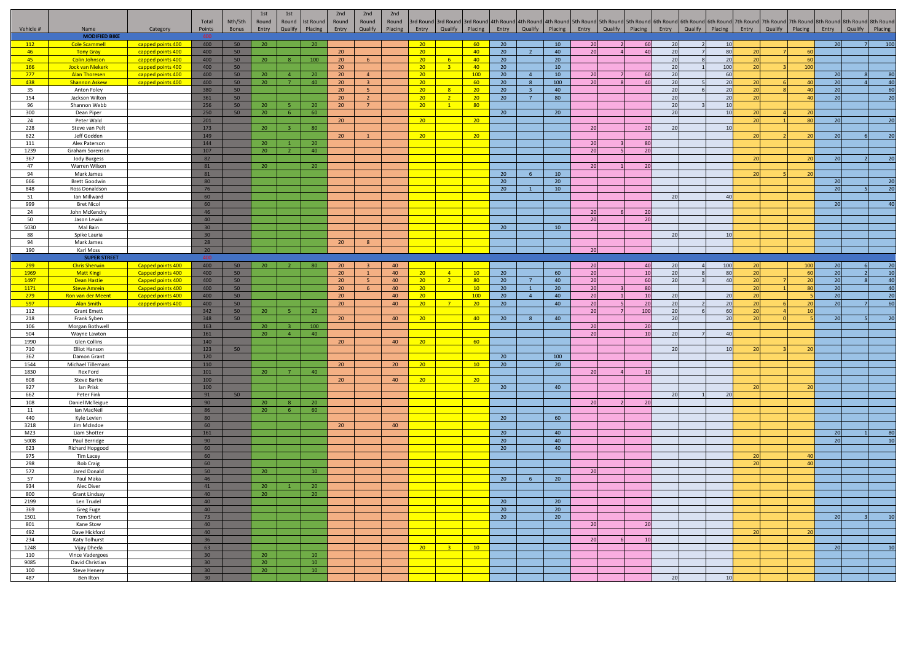| Vehicle # | Name | Category | Total Points | Nth/Sth Bonus | 1st Round Entry | 1st Round Qualify | 1st Round Placing | 2nd Round Entry | 2nd Round Qualify | 2nd Round Placing | 3rd Round Entry | 3rd Round Qualify | 3rd Round Placing | 4th Round Entry | 4th Round Qualify | 4th Round Placing | 5th Round Entry | 5th Round Qualify | 5th Round Placing | 6th Round Entry | 6th Round Qualify | 6th Round Placing | 7th Round Entry | 7th Round Qualify | 7th Round Placing | 8th Round Entry | 8th Round Qualify | 8th Round Placing |
|---|---|---|---|---|---|---|---|---|---|---|---|---|---|---|---|---|---|---|---|---|---|---|---|---|---|---|---|---|
| | **MODIFIED BIKE** | | 400 | | | | | | | | | | | | | | | | | | | | | | | | | |
| 112 | Cole Scammell | capped points 400 | 400 | 50 | 20 | | 20 | | | | 20 | | 60 | 20 | | 10 | 20 | 2 | 60 | 20 | 2 | 10 | | | | 20 | 7 | 100 |
| 46 | Tony Gray | capped points 400 | 400 | 50 | | | | 20 | | | 20 | | 40 | 20 | 2 | 40 | 20 | 4 | 40 | 20 | 7 | 80 | 20 | 7 | 60 | | | |
| 45 | Colin Johnson | capped points 400 | 400 | 50 | 20 | 8 | 100 | 20 | 6 | | 20 | 6 | 40 | 20 | | 20 | | | | 20 | 8 | 20 | 20 | | 60 | | | |
| 166 | Jock van Niekerk | capped points 400 | 400 | 50 | | | | 20 | | | 20 | 3 | 40 | 20 | | 10 | | | | 20 | 1 | 100 | 20 | 3 | 100 | | | |
| 777 | Alan Thoresen | capped points 400 | 400 | 50 | 20 | 4 | 20 | 20 | 4 | | 20 | | 100 | 20 | 4 | 10 | 20 | 7 | 60 | 20 | | 60 | | | | 20 | 8 | 80 |
| 438 | Shannon Askew | capped points 400 | 400 | 50 | 20 | 7 | 40 | 20 | 3 | | 20 | | 60 | 20 | 8 | 100 | 20 | 8 | 40 | 20 | 5 | 20 | 20 | 6 | 40 | 20 | 4 | 40 |
| 35 | Anton Foley | | 380 | 50 | | | | 20 | 5 | | 20 | 8 | 20 | 20 | 3 | 40 | | | | 20 | 6 | 20 | 20 | 8 | 40 | 20 | | 60 |
| 154 | Jackson Wilton | | 361 | 50 | | | | 20 | 2 | | 20 | 2 | 20 | 20 | 7 | 80 | | | | 20 | | 20 | 20 | | 40 | 20 | | 20 |
| 96 | Shannon Webb | | 256 | 50 | 20 | 5 | 20 | 20 | 7 | | 20 | 1 | 80 | | | | | | | 20 | 3 | 10 | | | | | | |
| 300 | Dean Piper | | 250 | 50 | 20 | 6 | 60 | | | | | | | 20 | | 20 | | | | 20 | | 10 | 20 | 4 | 20 | | | |
| 24 | Peter Wald | | 201 | | | | | 20 | | | 20 | | 20 | | | | | | | | | | 20 | 1 | 80 | 20 | | 20 |
| 228 | Steve van Pelt | | 173 | | 20 | 3 | 80 | | | | | | | | | | 20 | | 20 | 20 | | 10 | | | | | | |
| 622 | Jeff Godden | | 149 | | | | | 20 | 1 | | 20 | | 20 | | | | | | | | | | 20 | 2 | 20 | 20 | 6 | 20 |
| 111 | Alex Paterson | | 144 | | 20 | 1 | 20 | | | | | | | | | | 20 | 3 | 80 | | | | | | | | | |
| 1239 | Graham Sorenson | | 107 | | 20 | 2 | 40 | | | | | | | | | | 20 | 5 | 20 | | | | | | | | | |
| 367 | Jody Burgess | | 82 | | | | | | | | | | | | | | | | | | | | 20 | | 20 | 20 | 2 | 20 |
| 47 | Warren Wilson | | 81 | | 20 | | 20 | | | | | | | | | | 20 | 1 | 20 | | | | | | | | | |
| 94 | Mark James | | 81 | | | | | | | | | | | 20 | 6 | 10 | | | | | | | 20 | 5 | 20 | | | |
| 666 | Brett Goodwin | | 80 | | | | | | | | | | | 20 | | 20 | | | | | | | | | | 20 | | 20 |
| 848 | Ross Donaldson | | 76 | | | | | | | | | | | 20 | 1 | 10 | | | | | | | | | | 20 | 5 | 20 |
| 51 | Ian Millward | | 60 | | | | | | | | | | | | | | | | | 20 | | 40 | | | | | | |
| 999 | Bret Nicol | | 60 | | | | | | | | | | | | | | | | | | | | | | | 20 | | 40 |
| 24 | John McKendry | | 46 | | | | | | | | | | | | | | 20 | 6 | 20 | | | | | | | | | |
| 50 | Jason Lewin | | 40 | | | | | | | | | | | | | | 20 | | 20 | | | | | | | | | |
| 5030 | Mal Bain | | 30 | | | | | | | | | | | 20 | | 10 | | | | | | | | | | | | |
| 88 | Spike Lauria | | 30 | | | | | | | | | | | | | | | | | 20 | | 10 | | | | | | |
| 94 | Mark James | | 28 | | | | | 20 | 8 | | | | | | | | | | | | | | | | | | | |
| 190 | Karl Moss | | 20 | | | | | | | | | | | | | | 20 | | | | | | | | | | | |
| | **SUPER STREET** | | 400 | | | | | | | | | | | | | | | | | | | | | | | | | |
| 299 | Chris Sherwin | Capped points 400 | 400 | 50 | 20 | 2 | 80 | 20 | 3 | 40 | | | | | | | 20 | | 40 | 20 | 4 | 100 | 20 | | 100 | 20 | 6 | 20 |
| 1969 | Matt Kingi | Capped points 400 | 400 | 50 | | | | 20 | 1 | 40 | 20 | 4 | 10 | 20 | | 60 | 20 | | 10 | 20 | 8 | 80 | 20 | | 60 | 20 | 2 | 10 |
| 1497 | Dean Hastie | Capped points 400 | 400 | 50 | | | | 20 | 5 | 40 | 20 | 2 | 80 | 20 | 7 | 40 | 20 | | 60 | 20 | 3 | 40 | 20 | 7 | 20 | 20 | 8 | 40 |
| 1171 | Steve Amrein | Capped points 400 | 400 | 50 | | | | 20 | 6 | 40 | 20 | | 10 | 20 | 1 | 20 | 20 | 3 | 80 | | | | 20 | 1 | 80 | 20 | | 40 |
| 279 | Ron van der Meent | Capped points 400 | 400 | 50 | | | | 20 | | 40 | 20 | | 100 | 20 | 4 | 40 | 20 | 1 | 10 | 20 | | 20 | 20 | | 5 | 20 | | 20 |
| 597 | Alan Smith | capped points 400 | 400 | 50 | | | | 20 | | 40 | 20 | 7 | 20 | 20 | | 40 | 20 | 5 | 20 | 20 | 2 | 20 | 20 | 6 | 20 | 20 | 7 | 60 |
| 112 | Grant Emett | | 342 | 50 | 20 | 5 | 20 | | | | | | | | | | 20 | 7 | 100 | 20 | 6 | 60 | 20 | 4 | 10 | | | |
| 218 | Frank Syben | | 348 | 50 | | | | 20 | | 40 | 20 | | 40 | 20 | 8 | 40 | | | | 20 | | 20 | 20 | 0 | 5 | 20 | 5 | 20 |
| 106 | Morgan Bothwell | | 163 | | 20 | 3 | 100 | | | | | | | | | | 20 | | 20 | | | | | | | | | |
| 504 | Wayne Lawton | | 161 | | 20 | 4 | 40 | | | | | | | | | | 20 | | 10 | 20 | 7 | 40 | | | | | | |
| 1990 | Glen Collins | | 140 | | | | | 20 | | 40 | 20 | | 60 | | | | | | | | | | | | | | | |
| 710 | Elliot Hanson | | 123 | 50 | | | | | | | | | | | | | | | | 20 | | 10 | 20 | 3 | 20 | | | |
| 362 | Damon Grant | | 120 | | | | | | | | | | | 20 | | 100 | | | | | | | | | | | | |
| 1544 | Michael Tillemans | | 110 | | | | | 20 | | 20 | 20 | | 10 | 20 | | 20 | | | | | | | | | | | | |
| 1830 | Rex Ford | | 101 | | 20 | 7 | 40 | | | | | | | | | | 20 | 4 | 10 | | | | | | | | | |
| 608 | Steve Bartie | | 100 | | | | | 20 | | 40 | 20 | | 20 | | | | | | | | | | | | | | | |
| 927 | Ian Prisk | | 100 | | | | | | | | | | | 20 | | 40 | | | | | | | 20 | | 20 | | | |
| 662 | Peter Fink | | 91 | 50 | | | | | | | | | | | | | | | | 20 | 1 | 20 | | | | | | |
| 108 | Daniel McTeigue | | 90 | | 20 | 8 | 20 | | | | | | | | | | 20 | 2 | 20 | | | | | | | | | |
| 11 | Ian MacNeil | | 86 | | 20 | 6 | 60 | | | | | | | | | | | | | | | | | | | | | |
| 440 | Kyle Levien | | 80 | | | | | | | | | | | 20 | | 60 | | | | | | | | | | | | |
| 3218 | Jim McIndoe | | 60 | | | | | 20 | | 40 | | | | | | | | | | | | | | | | | | |
| M23 | Liam Shotter | | 161 | | | | | | | | | | | 20 | | 40 | | | | | | | | | | 20 | 1 | 80 |
| 5008 | Paul Berridge | | 90 | | | | | | | | | | | 20 | | 40 | | | | | | | | | | 20 | | 10 |
| 623 | Richard Hopgood | | 60 | | | | | | | | | | | 20 | | 40 | | | | | | | | | | | | |
| 975 | Tim Lacey | | 60 | | | | | | | | | | | | | | | | | | | | 20 | | 40 | | | |
| 298 | Rob Craig | | 60 | | | | | | | | | | | | | | | | | | | | 20 | | 40 | | | |
| 572 | Jared Donald | | 50 | | 20 | | 10 | | | | | | | | | | 20 | | | | | | | | | | | |
| 57 | Paul Maka | | 46 | | | | | | | | | | | 20 | 6 | 20 | | | | | | | | | | | | |
| 934 | Alec Diver | | 41 | | 20 | 1 | 20 | | | | | | | | | | | | | | | | | | | | | |
| 800 | Grant Lindsay | | 40 | | 20 | | 20 | | | | | | | | | | | | | | | | | | | | | |
| 2199 | Len Trudel | | 40 | | | | | | | | | | | 20 | | 20 | | | | | | | | | | | | |
| 369 | Greg Fuge | | 40 | | | | | | | | | | | 20 | | 20 | | | | | | | | | | | | |
| 1501 | Tom Short | | 73 | | | | | | | | | | | 20 | | 20 | | | | | | | | | | 20 | 3 | 10 |
| 801 | Kane Stow | | 40 | | | | | | | | | | | | | | 20 | | 20 | | | | | | | | | |
| 492 | Dave Hickford | | 40 | | | | | | | | | | | | | | | | | | | | 20 | | 20 | | | |
| 234 | Katy Tolhurst | | 36 | | | | | | | | | | | | | | 20 | 6 | 10 | | | | | | | | | |
| 1248 | Vijay Dheda | | 63 | | | | | | | | 20 | 3 | 10 | | | | | | | | | | | | | 20 | | 10 |
| 110 | Vince Vadergoes | | 30 | | 20 | | 10 | | | | | | | | | | | | | | | | | | | | | |
| 9085 | David Christian | | 30 | | 20 | | 10 | | | | | | | | | | | | | | | | | | | | | |
| 100 | Steve Henery | | 30 | | 20 | | 10 | | | | | | | | | | | | | | | | | | | | | |
| 487 | Ben Ilton | | 30 | | | | | | | | | | | | | | | | | 20 | | 10 | | | | | | |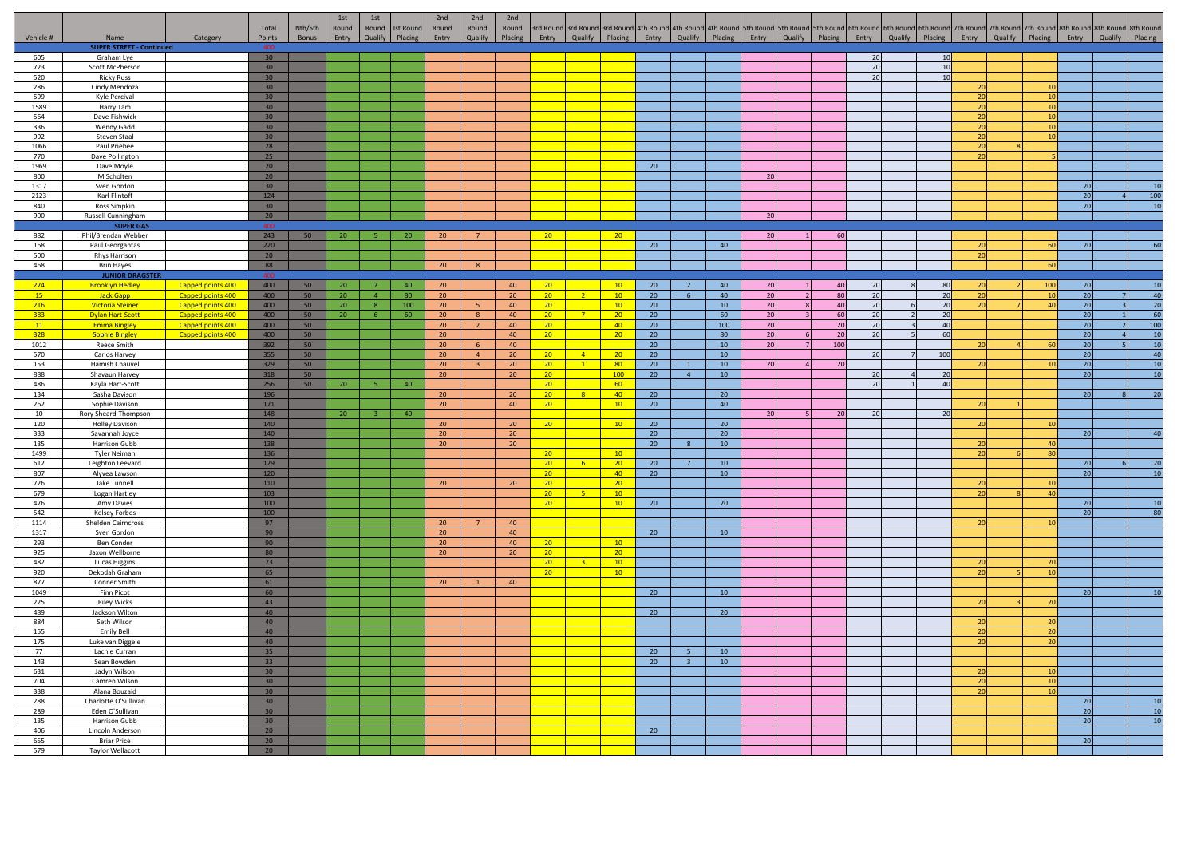| Vehicle # | Name | Category | Total Points | Nth/Sth Bonus | 1st Round Entry | 1st Round Qualify | 1st Round Placing | 2nd Round Entry | 2nd Round Qualify | 2nd Round Placing | 3rd Round Entry | 3rd Round Qualify | 3rd Round Placing | 4th Round Entry | 4th Round Qualify | 4th Round Placing | 5th Round Entry | 5th Round Qualify | 5th Round Placing | 6th Round Entry | 6th Round Qualify | 6th Round Placing | 7th Round Entry | 7th Round Qualify | 7th Round Placing | 8th Round Entry | 8th Round Qualify | 8th Round Placing |
|---|---|---|---|---|---|---|---|---|---|---|---|---|---|---|---|---|---|---|---|---|---|---|---|---|---|---|---|---|
| | **SUPER STREET - Continued** | | 400 | | | | | | | | | | | | | | | | | | | | | | | | | |
| 605 | Graham Lye | | 30 | | | | | | | | | | | | | | | | | 20 | | 10 | | | | | | |
| 723 | Scott McPherson | | 30 | | | | | | | | | | | | | | | | | 20 | | 10 | | | | | | |
| 520 | Ricky Russ | | 30 | | | | | | | | | | | | | | | | | 20 | | 10 | | | | | | |
| 286 | Cindy Mendoza | | 30 | | | | | | | | | | | | | | | | | | | | 20 | | 10 | | | |
| 599 | Kyle Percival | | 30 | | | | | | | | | | | | | | | | | | | | 20 | | 10 | | | |
| 1589 | Harry Tam | | 30 | | | | | | | | | | | | | | | | | | | | 20 | | 10 | | | |
| 564 | Dave Fishwick | | 30 | | | | | | | | | | | | | | | | | | | | 20 | | 10 | | | |
| 336 | Wendy Gadd | | 30 | | | | | | | | | | | | | | | | | | | | 20 | | 10 | | | |
| 992 | Steven Staal | | 30 | | | | | | | | | | | | | | | | | | | | 20 | | 10 | | | |
| 1066 | Paul Priebee | | 28 | | | | | | | | | | | | | | | | | | | | 20 | 8 | | | | |
| 770 | Dave Pollington | | 25 | | | | | | | | | | | | | | | | | | | | 20 | | 5 | | | |
| 1969 | Dave Moyle | | 20 | | | | | | | | | | | 20 | | | | | | | | | | | | | | |
| 800 | M Scholten | | 20 | | | | | | | | | | | | | | 20 | | | | | | | | | | | |
| 1317 | Sven Gordon | | 30 | | | | | | | | | | | | | | | | | | | | | | | 20 | | 10 |
| 2123 | Karl Flintoff | | 124 | | | | | | | | | | | | | | | | | | | | | | | 20 | 4 | 100 |
| 840 | Ross Simpkin | | 30 | | | | | | | | | | | | | | | | | | | | | | | 20 | | 10 |
| 900 | Russell Cunningham | | 20 | | | | | | | | | | | | | | 20 | | | | | | | | | | | |
| | **SUPER GAS** | | 400 | | | | | | | | | | | | | | | | | | | | | | | | | |
| 882 | Phil/Brendan Webber | | 243 | 50 | 20 | 5 | 20 | 20 | 7 | | 20 | | 20 | | | | 20 | 1 | 60 | | | | | | | | | |
| 168 | Paul Georgantas | | 220 | | | | | | | | | | | 20 | | 40 | | | | | | | 20 | | 60 | 20 | | 60 |
| 500 | Rhys Harrison | | 20 | | | | | | | | | | | | | | | | | | | | 20 | | | | | |
| 468 | Brin Hayes | | 88 | | | | | 20 | 8 | | | | | | | | | | | | | | | | 60 | | | |
| | **JUNIOR DRAGSTER** | | 400 | | | | | | | | | | | | | | | | | | | | | | | | | |
| 274 | Brooklyn Hedley | Capped points 400 | 400 | 50 | 20 | 7 | 40 | 20 | | 40 | 20 | | 10 | 20 | 2 | 40 | 20 | 1 | 40 | 20 | 8 | 80 | 20 | 2 | 100 | 20 | | 10 |
| 15 | Jack Gapp | Capped points 400 | 400 | 50 | 20 | 4 | 80 | 20 | | 20 | 20 | 2 | 10 | 20 | 6 | 40 | 20 | 2 | 80 | 20 | | 20 | 20 | | 10 | 20 | 7 | 40 |
| 216 | Victoria Steiner | Capped points 400 | 400 | 50 | 20 | 8 | 100 | 20 | 5 | 40 | 20 | | 10 | 20 | | 10 | 20 | 8 | 40 | 20 | 6 | 20 | 20 | 7 | 40 | 20 | 3 | 20 |
| 383 | Dylan Hart-Scott | Capped points 400 | 400 | 50 | 20 | 6 | 60 | 20 | 8 | 40 | 20 | 7 | 20 | 20 | | 60 | 20 | 3 | 60 | 20 | 2 | 20 | | | | 20 | 1 | 60 |
| 11 | Emma Bingley | Capped points 400 | 400 | 50 | | | | 20 | 2 | 40 | 20 | | 40 | 20 | | 100 | 20 | | 20 | 20 | 3 | 40 | | | | 20 | 2 | 100 |
| 328 | Sophie Bingley | Capped points 400 | 400 | 50 | | | | 20 | | 40 | 20 | | 20 | 20 | | 80 | 20 | 6 | 20 | 20 | 5 | 60 | | | | 20 | 4 | 10 |
| 1012 | Reece Smith | | 392 | 50 | | | | 20 | 6 | 40 | | | | 20 | | 10 | 20 | 7 | 100 | | | | 20 | 4 | 60 | 20 | 5 | 10 |
| 570 | Carlos Harvey | | 355 | 50 | | | | 20 | 4 | 20 | 20 | 4 | 20 | 20 | | 10 | | | | 20 | 7 | 100 | | | | 20 | | 40 |
| 153 | Hamish Chauvel | | 329 | 50 | | | | 20 | 3 | 20 | 20 | 1 | 80 | 20 | 1 | 10 | 20 | 4 | 20 | | | | 20 | | 10 | 20 | | 10 |
| 888 | Shavaun Harvey | | 318 | 50 | | | | 20 | | 20 | 20 | | 100 | 20 | 4 | 10 | | | | 20 | 4 | 20 | | | | 20 | | 10 |
| 486 | Kayla Hart-Scott | | 256 | 50 | 20 | 5 | 40 | | | | 20 | | 60 | | | | | | | 20 | 1 | 40 | | | | | | |
| 134 | Sasha Davison | | 196 | | | | | 20 | | 20 | 20 | 8 | 40 | 20 | | 20 | | | | | | | | | | 20 | 8 | 20 |
| 262 | Sophie Davison | | 171 | | | | | 20 | | 40 | 20 | | 10 | 20 | | 40 | | | | | | | 20 | 1 | | | | |
| 10 | Rory Sheard-Thompson | | 148 | | 20 | 3 | 40 | | | | | | | | | | 20 | 5 | 20 | 20 | | 20 | | | | | | |
| 120 | Holley Davison | | 140 | | | | | 20 | | 20 | 20 | | 10 | 20 | | 20 | | | | | | | 20 | | 10 | | | |
| 333 | Savannah Joyce | | 140 | | | | | 20 | | 20 | | | | 20 | | 20 | | | | | | | | | | 20 | | 40 |
| 135 | Harrison Gubb | | 138 | | | | | 20 | | 20 | | | | 20 | 8 | 10 | | | | | | | 20 | | 40 | | | |
| 1499 | Tyler Neiman | | 136 | | | | | | | | 20 | | 10 | | | | | | | | | | 20 | 6 | 80 | | | |
| 612 | Leighton Leevard | | 129 | | | | | | | | 20 | 6 | 20 | 20 | 7 | 10 | | | | | | | | | | 20 | 6 | 20 |
| 807 | Alyvea Lawson | | 120 | | | | | | | | 20 | | 40 | 20 | | 10 | | | | | | | | | | 20 | | 10 |
| 726 | Jake Tunnell | | 110 | | | | | 20 | | 20 | 20 | | 20 | | | | | | | | | | 20 | | 10 | | | |
| 679 | Logan Hartley | | 103 | | | | | | | | 20 | 5 | 10 | | | | | | | | | | 20 | 8 | 40 | | | |
| 476 | Amy Davies | | 100 | | | | | | | | 20 | | 10 | 20 | | 20 | | | | | | | | | | 20 | | 10 |
| 542 | Kelsey Forbes | | 100 | | | | | | | | | | | | | | | | | | | | | | | 20 | | 80 |
| 1114 | Shelden Cairncross | | 97 | | | | | 20 | 7 | 40 | | | | | | | | | | | | | 20 | | 10 | | | |
| 1317 | Sven Gordon | | 90 | | | | | 20 | | 40 | | | | 20 | | 10 | | | | | | | | | | | | |
| 293 | Ben Conder | | 90 | | | | | 20 | | 40 | 20 | | 10 | | | | | | | | | | | | | | | |
| 925 | Jaxon Wellborne | | 80 | | | | | 20 | | 20 | 20 | | 20 | | | | | | | | | | | | | | | |
| 482 | Lucas Higgins | | 73 | | | | | | | | 20 | 3 | 10 | | | | | | | | | | 20 | | 20 | | | |
| 920 | Dekodah Graham | | 65 | | | | | | | | 20 | | 10 | | | | | | | | | | 20 | 5 | 10 | | | |
| 877 | Conner Smith | | 61 | | | | | 20 | 1 | 40 | | | | | | | | | | | | | | | | | | |
| 1049 | Finn Picot | | 60 | | | | | | | | | | | 20 | | 10 | | | | | | | | | | 20 | | 10 |
| 225 | Riley Wicks | | 43 | | | | | | | | | | | | | | | | | | | | 20 | 3 | 20 | | | |
| 489 | Jackson Wilton | | 40 | | | | | | | | | | | 20 | | 20 | | | | | | | | | | | | |
| 884 | Seth Wilson | | 40 | | | | | | | | | | | | | | | | | | | | 20 | | 20 | | | |
| 155 | Emily Bell | | 40 | | | | | | | | | | | | | | | | | | | | 20 | | 20 | | | |
| 175 | Luke van Diggele | | 40 | | | | | | | | | | | | | | | | | | | | 20 | | 20 | | | |
| 77 | Lachie Curran | | 35 | | | | | | | | | | | 20 | 5 | 10 | | | | | | | | | | | | |
| 143 | Sean Bowden | | 33 | | | | | | | | | | | 20 | 3 | 10 | | | | | | | | | | | | |
| 631 | Jadyn Wilson | | 30 | | | | | | | | | | | | | | | | | | | | 20 | | 10 | | | |
| 704 | Camren Wilson | | 30 | | | | | | | | | | | | | | | | | | | | 20 | | 10 | | | |
| 338 | Alana Bouzaid | | 30 | | | | | | | | | | | | | | | | | | | | 20 | | 10 | | | |
| 288 | Charlotte O'Sullivan | | 30 | | | | | | | | | | | | | | | | | | | | | | | 20 | | 10 |
| 289 | Eden O'Sullivan | | 30 | | | | | | | | | | | | | | | | | | | | | | | 20 | | 10 |
| 135 | Harrison Gubb | | 30 | | | | | | | | | | | | | | | | | | | | | | | 20 | | 10 |
| 406 | Lincoln Anderson | | 20 | | | | | | | | | | | 20 | | | | | | | | | | | | | | |
| 655 | Briar Price | | 20 | | | | | | | | | | | | | | | | | | | | | | | 20 | | |
| 579 | Taylor Wellacott | | 20 | | | | | | | | | | | | | | | | | | | | | | | | | |